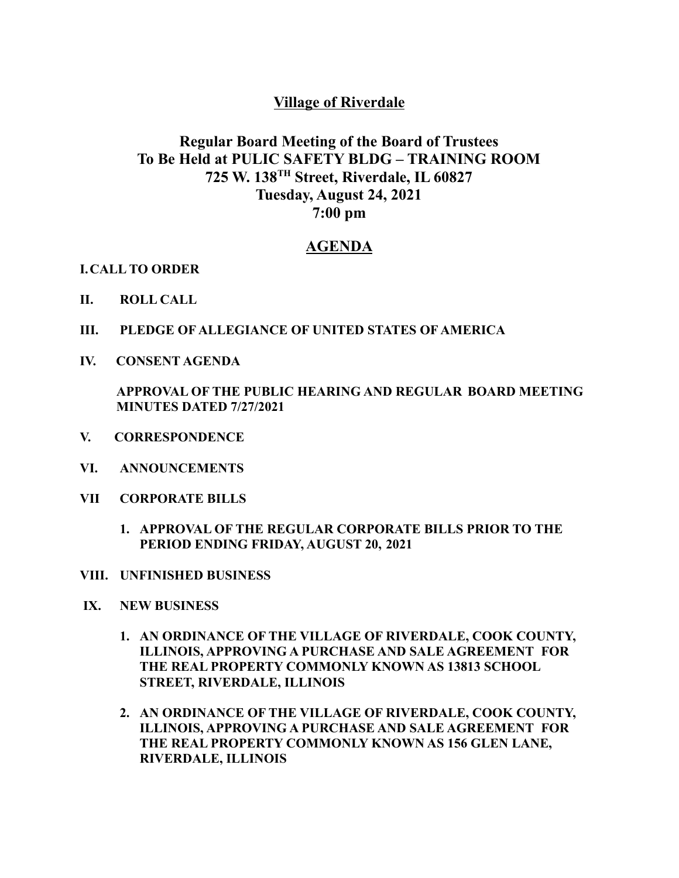# Village of Riverdale

## Regular Board Meeting of the Board of Trustees
## To Be Held at PULIC SAFETY BLDG – TRAINING ROOM
## 725 W. 138TH Street, Riverdale, IL 60827
## Tuesday, August 24, 2021
## 7:00 pm

## AGENDA

**I. CALL TO ORDER**

**II. ROLL CALL**

**III. PLEDGE OF ALLEGIANCE OF UNITED STATES OF AMERICA**

**IV. CONSENT AGENDA**

**APPROVAL OF THE PUBLIC HEARING AND REGULAR BOARD MEETING MINUTES DATED 7/27/2021**

**V. CORRESPONDENCE**

**VI. ANNOUNCEMENTS**

**VII CORPORATE BILLS**

1. **APPROVAL OF THE REGULAR CORPORATE BILLS PRIOR TO THE PERIOD ENDING FRIDAY, AUGUST 20, 2021**

**VIII. UNFINISHED BUSINESS**

**IX. NEW BUSINESS**

1. **AN ORDINANCE OF THE VILLAGE OF RIVERDALE, COOK COUNTY, ILLINOIS, APPROVING A PURCHASE AND SALE AGREEMENT FOR THE REAL PROPERTY COMMONLY KNOWN AS 13813 SCHOOL STREET, RIVERDALE, ILLINOIS**

2. **AN ORDINANCE OF THE VILLAGE OF RIVERDALE, COOK COUNTY, ILLINOIS, APPROVING A PURCHASE AND SALE AGREEMENT FOR THE REAL PROPERTY COMMONLY KNOWN AS 156 GLEN LANE, RIVERDALE, ILLINOIS**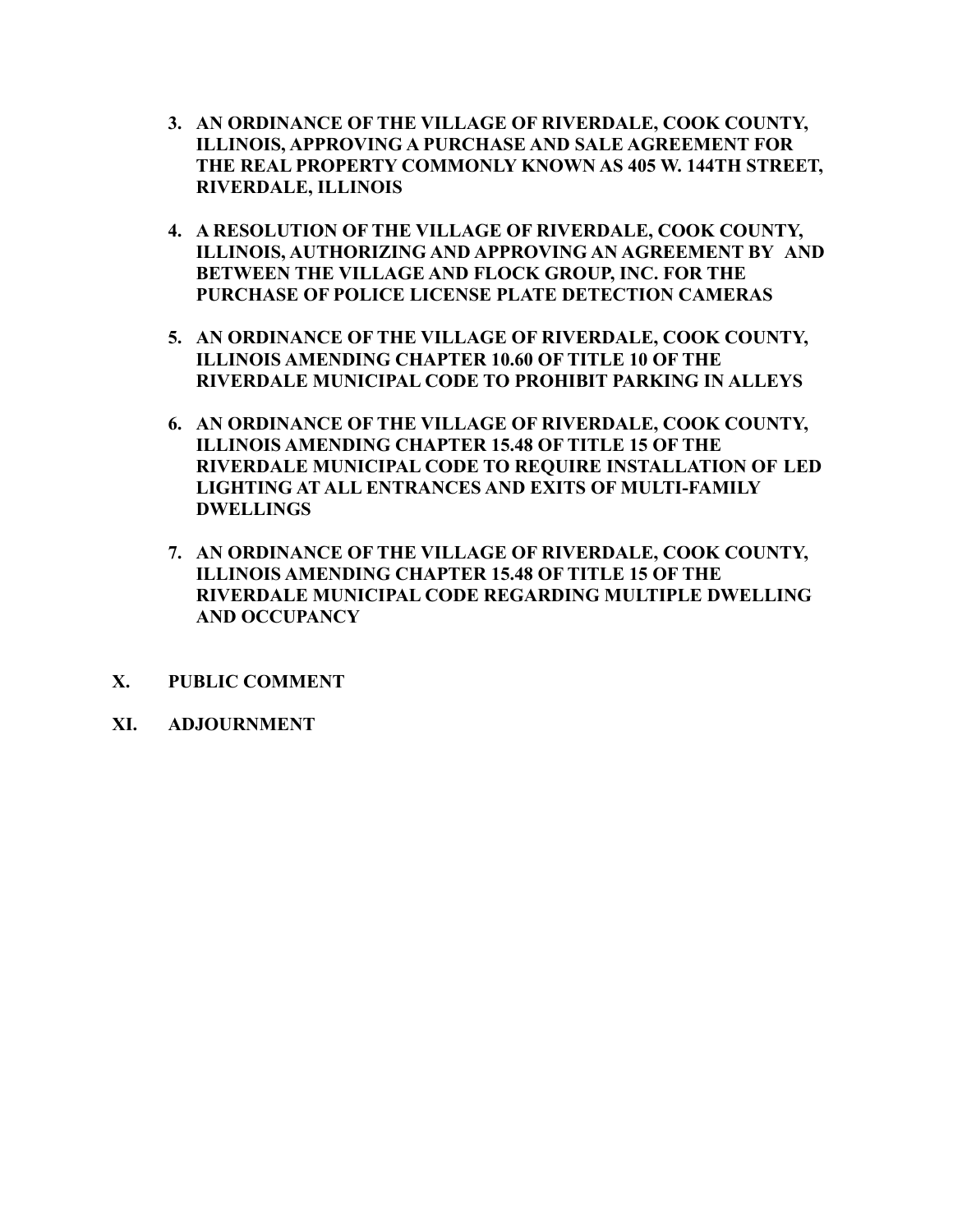3. **AN ORDINANCE OF THE VILLAGE OF RIVERDALE, COOK COUNTY, ILLINOIS, APPROVING A PURCHASE AND SALE AGREEMENT FOR THE REAL PROPERTY COMMONLY KNOWN AS 405 W. 144TH STREET, RIVERDALE, ILLINOIS**

4. **A RESOLUTION OF THE VILLAGE OF RIVERDALE, COOK COUNTY, ILLINOIS, AUTHORIZING AND APPROVING AN AGREEMENT BY AND BETWEEN THE VILLAGE AND FLOCK GROUP, INC. FOR THE PURCHASE OF POLICE LICENSE PLATE DETECTION CAMERAS**

5. **AN ORDINANCE OF THE VILLAGE OF RIVERDALE, COOK COUNTY, ILLINOIS AMENDING CHAPTER 10.60 OF TITLE 10 OF THE RIVERDALE MUNICIPAL CODE TO PROHIBIT PARKING IN ALLEYS**

6. **AN ORDINANCE OF THE VILLAGE OF RIVERDALE, COOK COUNTY, ILLINOIS AMENDING CHAPTER 15.48 OF TITLE 15 OF THE RIVERDALE MUNICIPAL CODE TO REQUIRE INSTALLATION OF LED LIGHTING AT ALL ENTRANCES AND EXITS OF MULTI-FAMILY DWELLINGS**

7. **AN ORDINANCE OF THE VILLAGE OF RIVERDALE, COOK COUNTY, ILLINOIS AMENDING CHAPTER 15.48 OF TITLE 15 OF THE RIVERDALE MUNICIPAL CODE REGARDING MULTIPLE DWELLING AND OCCUPANCY**

**X. PUBLIC COMMENT**

**XI. ADJOURNMENT**